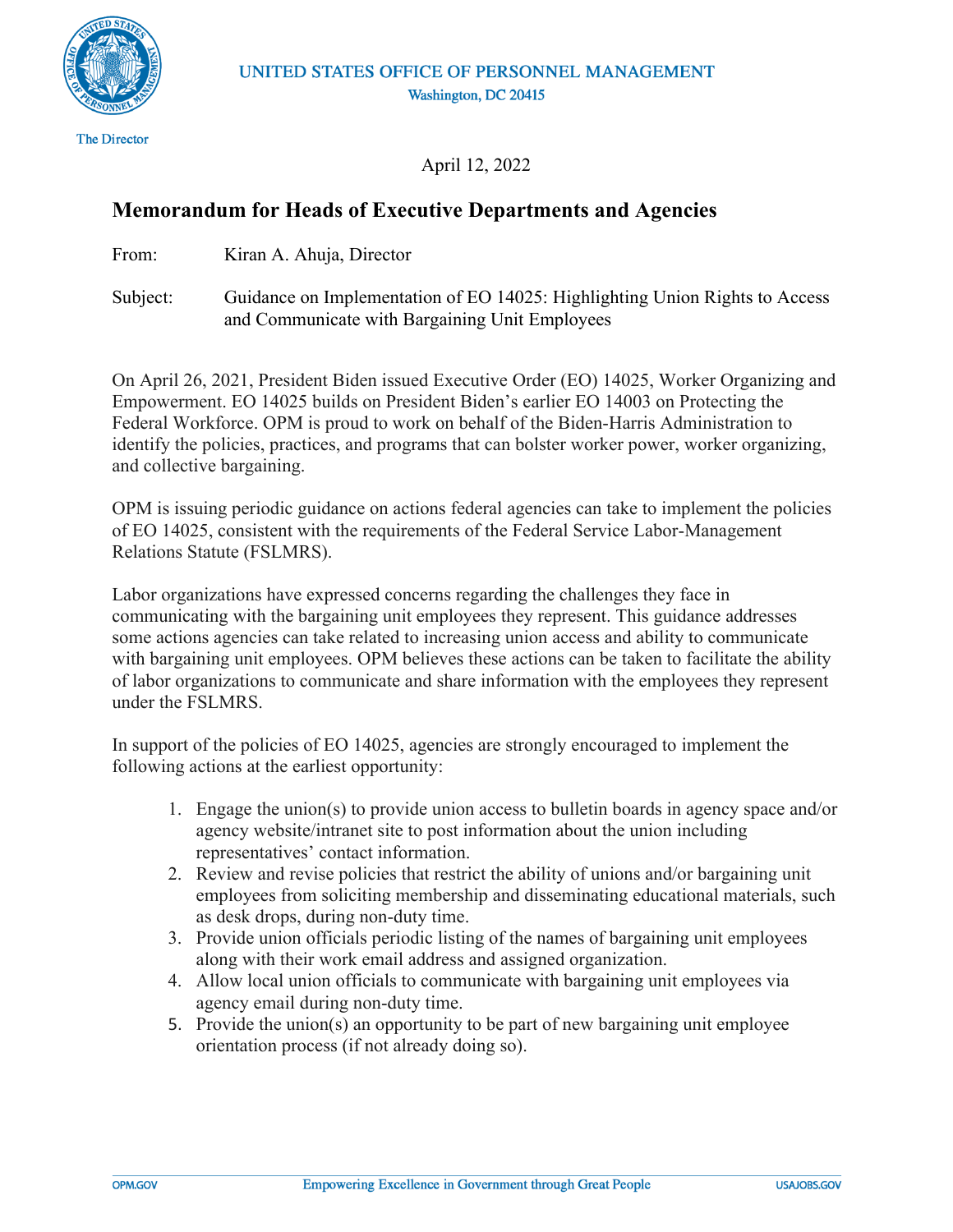UNITED STATES OFFICE OF PERSONNEL MANAGEMENT

Washington, DC 20415

The Director

April 12, 2022

## Memorandum for Heads of Executive Departments and Agencies

From: Kiran A. Ahuja, Director

Subject: Guidance on Implementation of EO 14025: Highlighting Union Rights to Access and Communicate with Bargaining Unit Employees

On April 26, 2021, President Biden issued Executive Order (EO) 14025, Worker Organizing and Empowerment. EO 14025 builds on President Biden's earlier EO 14003 on Protecting the Federal Workforce. OPM is proud to work on behalf of the Biden-Harris Administration to identify the policies, practices, and programs that can bolster worker power, worker organizing, and collective bargaining.

OPM is issuing periodic guidance on actions federal agencies can take to implement the policies of EO 14025, consistent with the requirements of the Federal Service Labor-Management Relations Statute (FSLMRS).

Labor organizations have expressed concerns regarding the challenges they face in communicating with the bargaining unit employees they represent. This guidance addresses some actions agencies can take related to increasing union access and ability to communicate with bargaining unit employees. OPM believes these actions can be taken to facilitate the ability of labor organizations to communicate and share information with the employees they represent under the FSLMRS.

In support of the policies of EO 14025, agencies are strongly encouraged to implement the following actions at the earliest opportunity:

1. Engage the union(s) to provide union access to bulletin boards in agency space and/or agency website/intranet site to post information about the union including representatives' contact information.
2. Review and revise policies that restrict the ability of unions and/or bargaining unit employees from soliciting membership and disseminating educational materials, such as desk drops, during non-duty time.
3. Provide union officials periodic listing of the names of bargaining unit employees along with their work email address and assigned organization.
4. Allow local union officials to communicate with bargaining unit employees via agency email during non-duty time.
5. Provide the union(s) an opportunity to be part of new bargaining unit employee orientation process (if not already doing so).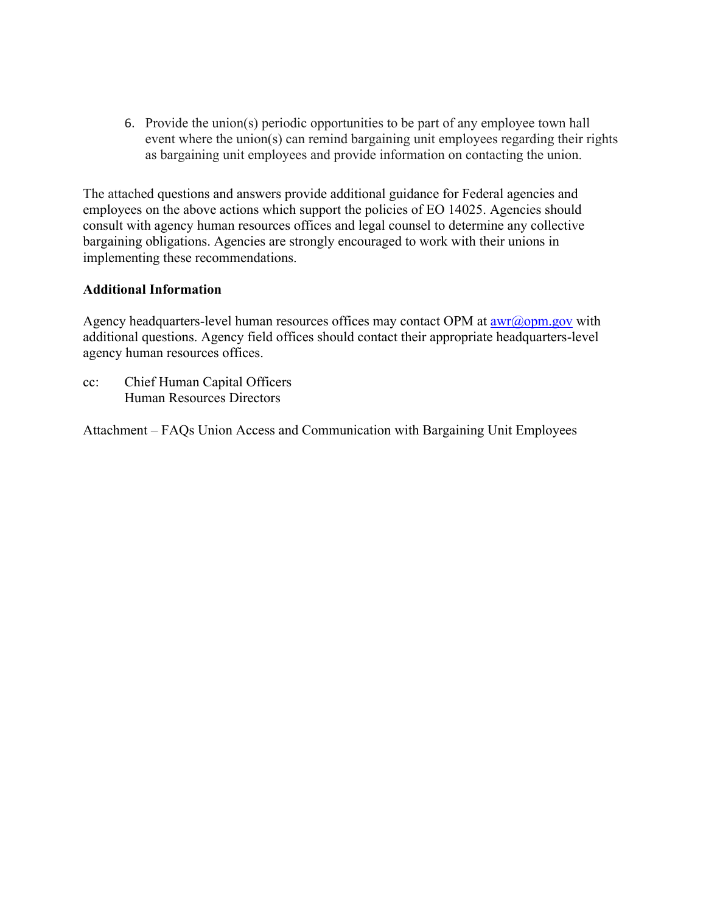6. Provide the union(s) periodic opportunities to be part of any employee town hall event where the union(s) can remind bargaining unit employees regarding their rights as bargaining unit employees and provide information on contacting the union.

The attached questions and answers provide additional guidance for Federal agencies and employees on the above actions which support the policies of EO 14025. Agencies should consult with agency human resources offices and legal counsel to determine any collective bargaining obligations. Agencies are strongly encouraged to work with their unions in implementing these recommendations.

**Additional Information**

Agency headquarters-level human resources offices may contact OPM at awr@opm.gov with additional questions. Agency field offices should contact their appropriate headquarters-level agency human resources offices.

cc: Chief Human Capital Officers
Human Resources Directors

Attachment – FAQs Union Access and Communication with Bargaining Unit Employees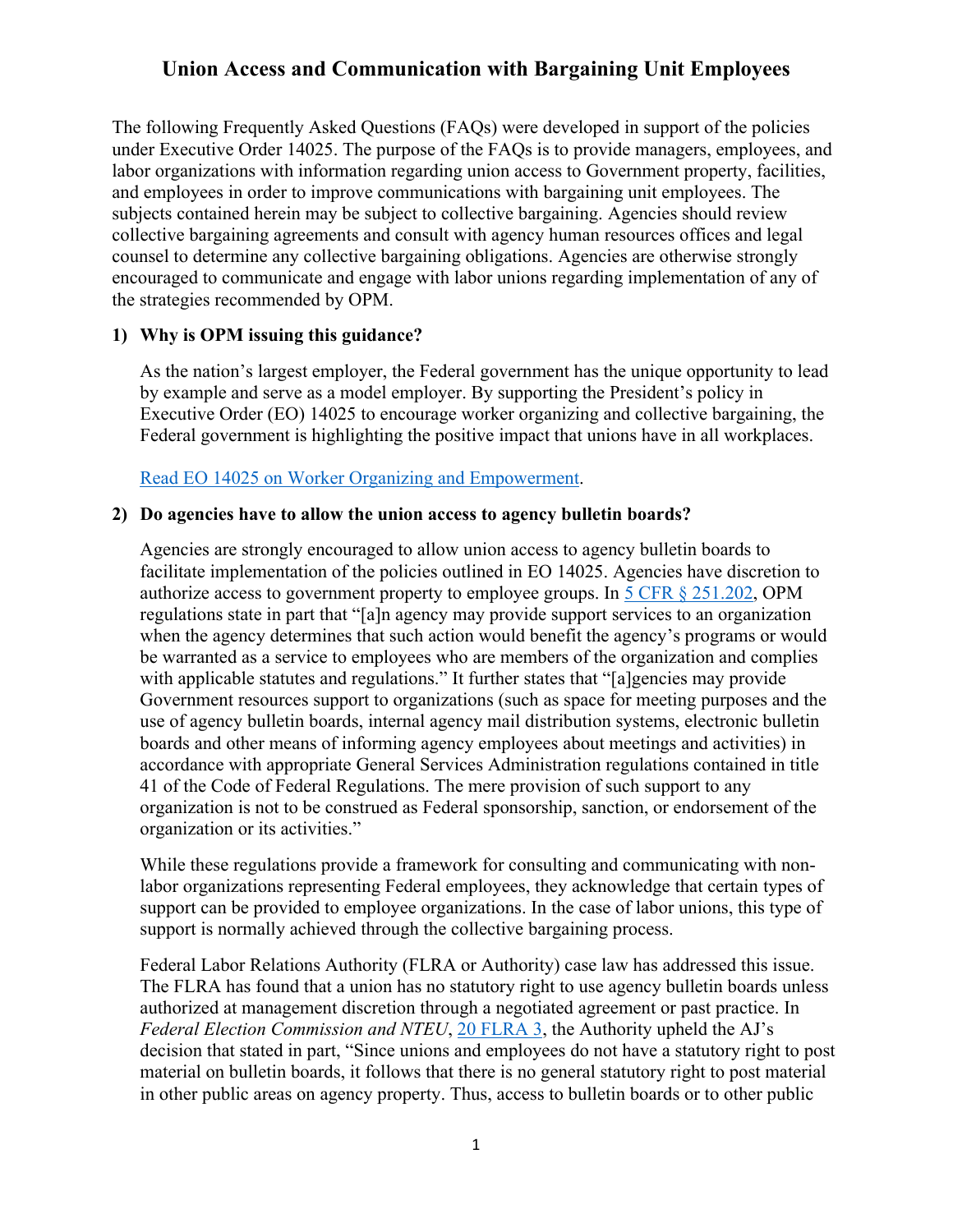# Union Access and Communication with Bargaining Unit Employees

The following Frequently Asked Questions (FAQs) were developed in support of the policies under Executive Order 14025. The purpose of the FAQs is to provide managers, employees, and labor organizations with information regarding union access to Government property, facilities, and employees in order to improve communications with bargaining unit employees. The subjects contained herein may be subject to collective bargaining. Agencies should review collective bargaining agreements and consult with agency human resources offices and legal counsel to determine any collective bargaining obligations. Agencies are otherwise strongly encouraged to communicate and engage with labor unions regarding implementation of any of the strategies recommended by OPM.

### 1) Why is OPM issuing this guidance?

As the nation's largest employer, the Federal government has the unique opportunity to lead by example and serve as a model employer. By supporting the President's policy in Executive Order (EO) 14025 to encourage worker organizing and collective bargaining, the Federal government is highlighting the positive impact that unions have in all workplaces.

[Read EO 14025 on Worker Organizing and Empowerment](#).

### 2) Do agencies have to allow the union access to agency bulletin boards?

Agencies are strongly encouraged to allow union access to agency bulletin boards to facilitate implementation of the policies outlined in EO 14025. Agencies have discretion to authorize access to government property to employee groups. In [5 CFR § 251.202](#), OPM regulations state in part that "[a]n agency may provide support services to an organization when the agency determines that such action would benefit the agency's programs or would be warranted as a service to employees who are members of the organization and complies with applicable statutes and regulations." It further states that "[a]gencies may provide Government resources support to organizations (such as space for meeting purposes and the use of agency bulletin boards, internal agency mail distribution systems, electronic bulletin boards and other means of informing agency employees about meetings and activities) in accordance with appropriate General Services Administration regulations contained in title 41 of the Code of Federal Regulations. The mere provision of such support to any organization is not to be construed as Federal sponsorship, sanction, or endorsement of the organization or its activities."

While these regulations provide a framework for consulting and communicating with non-labor organizations representing Federal employees, they acknowledge that certain types of support can be provided to employee organizations. In the case of labor unions, this type of support is normally achieved through the collective bargaining process.

Federal Labor Relations Authority (FLRA or Authority) case law has addressed this issue. The FLRA has found that a union has no statutory right to use agency bulletin boards unless authorized at management discretion through a negotiated agreement or past practice. In *Federal Election Commission and NTEU*, [20 FLRA 3](#), the Authority upheld the AJ's decision that stated in part, "Since unions and employees do not have a statutory right to post material on bulletin boards, it follows that there is no general statutory right to post material in other public areas on agency property. Thus, access to bulletin boards or to other public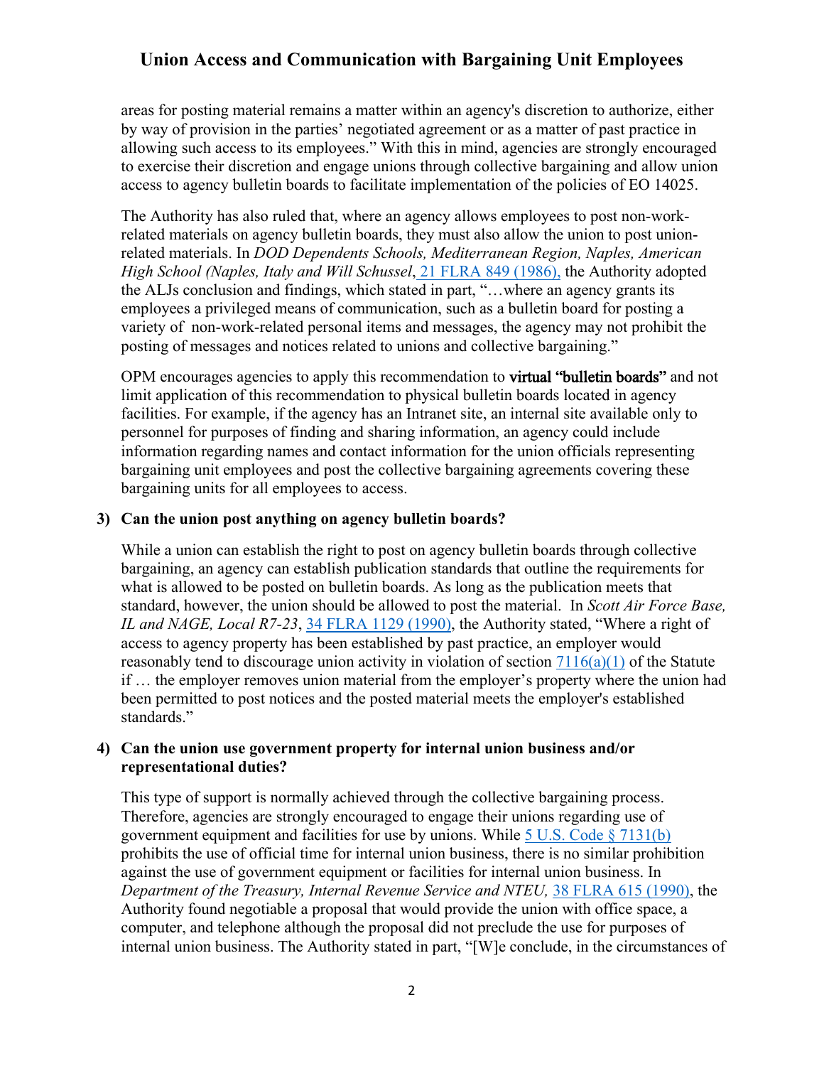areas for posting material remains a matter within an agency's discretion to authorize, either by way of provision in the parties' negotiated agreement or as a matter of past practice in allowing such access to its employees." With this in mind, agencies are strongly encouraged to exercise their discretion and engage unions through collective bargaining and allow union access to agency bulletin boards to facilitate implementation of the policies of EO 14025.

The Authority has also ruled that, where an agency allows employees to post non-work-related materials on agency bulletin boards, they must also allow the union to post union-related materials. In *DOD Dependents Schools, Mediterranean Region, Naples, American High School (Naples, Italy and Will Schussel*, 21 FLRA 849 (1986), the Authority adopted the ALJs conclusion and findings, which stated in part, "…where an agency grants its employees a privileged means of communication, such as a bulletin board for posting a variety of non-work-related personal items and messages, the agency may not prohibit the posting of messages and notices related to unions and collective bargaining."

OPM encourages agencies to apply this recommendation to **virtual "bulletin boards"** and not limit application of this recommendation to physical bulletin boards located in agency facilities. For example, if the agency has an Intranet site, an internal site available only to personnel for purposes of finding and sharing information, an agency could include information regarding names and contact information for the union officials representing bargaining unit employees and post the collective bargaining agreements covering these bargaining units for all employees to access.

### 3) Can the union post anything on agency bulletin boards?

While a union can establish the right to post on agency bulletin boards through collective bargaining, an agency can establish publication standards that outline the requirements for what is allowed to be posted on bulletin boards. As long as the publication meets that standard, however, the union should be allowed to post the material. In *Scott Air Force Base, IL and NAGE, Local R7-23*, 34 FLRA 1129 (1990), the Authority stated, "Where a right of access to agency property has been established by past practice, an employer would reasonably tend to discourage union activity in violation of section 7116(a)(1) of the Statute if … the employer removes union material from the employer's property where the union had been permitted to post notices and the posted material meets the employer's established standards."

### 4) Can the union use government property for internal union business and/or representational duties?

This type of support is normally achieved through the collective bargaining process. Therefore, agencies are strongly encouraged to engage their unions regarding use of government equipment and facilities for use by unions. While 5 U.S. Code § 7131(b) prohibits the use of official time for internal union business, there is no similar prohibition against the use of government equipment or facilities for internal union business. In *Department of the Treasury, Internal Revenue Service and NTEU,* 38 FLRA 615 (1990), the Authority found negotiable a proposal that would provide the union with office space, a computer, and telephone although the proposal did not preclude the use for purposes of internal union business. The Authority stated in part, "[W]e conclude, in the circumstances of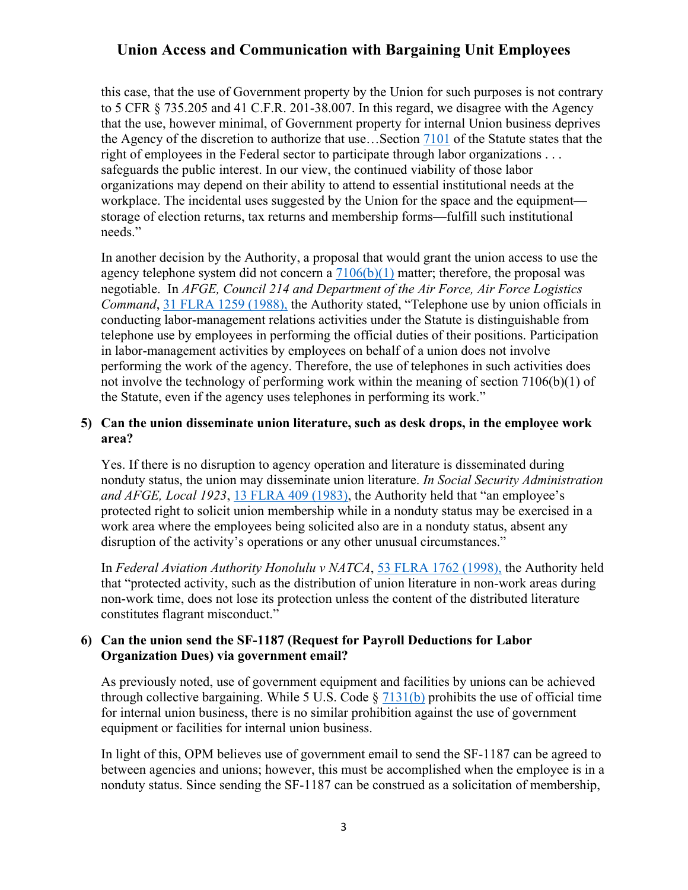this case, that the use of Government property by the Union for such purposes is not contrary to 5 CFR § 735.205 and 41 C.F.R. 201-38.007. In this regard, we disagree with the Agency that the use, however minimal, of Government property for internal Union business deprives the Agency of the discretion to authorize that use…Section 7101 of the Statute states that the right of employees in the Federal sector to participate through labor organizations . . . safeguards the public interest. In our view, the continued viability of those labor organizations may depend on their ability to attend to essential institutional needs at the workplace. The incidental uses suggested by the Union for the space and the equipment—storage of election returns, tax returns and membership forms—fulfill such institutional needs."

In another decision by the Authority, a proposal that would grant the union access to use the agency telephone system did not concern a 7106(b)(1) matter; therefore, the proposal was negotiable. In *AFGE, Council 214 and Department of the Air Force, Air Force Logistics Command*, 31 FLRA 1259 (1988), the Authority stated, "Telephone use by union officials in conducting labor-management relations activities under the Statute is distinguishable from telephone use by employees in performing the official duties of their positions. Participation in labor-management activities by employees on behalf of a union does not involve performing the work of the agency. Therefore, the use of telephones in such activities does not involve the technology of performing work within the meaning of section 7106(b)(1) of the Statute, even if the agency uses telephones in performing its work."

**5) Can the union disseminate union literature, such as desk drops, in the employee work area?**

Yes. If there is no disruption to agency operation and literature is disseminated during nonduty status, the union may disseminate union literature. *In Social Security Administration and AFGE, Local 1923*, 13 FLRA 409 (1983), the Authority held that "an employee's protected right to solicit union membership while in a nonduty status may be exercised in a work area where the employees being solicited also are in a nonduty status, absent any disruption of the activity's operations or any other unusual circumstances."

In *Federal Aviation Authority Honolulu v NATCA*, 53 FLRA 1762 (1998), the Authority held that "protected activity, such as the distribution of union literature in non-work areas during non-work time, does not lose its protection unless the content of the distributed literature constitutes flagrant misconduct."

**6) Can the union send the SF-1187 (Request for Payroll Deductions for Labor Organization Dues) via government email?**

As previously noted, use of government equipment and facilities by unions can be achieved through collective bargaining. While 5 U.S. Code § 7131(b) prohibits the use of official time for internal union business, there is no similar prohibition against the use of government equipment or facilities for internal union business.

In light of this, OPM believes use of government email to send the SF-1187 can be agreed to between agencies and unions; however, this must be accomplished when the employee is in a nonduty status. Since sending the SF-1187 can be construed as a solicitation of membership,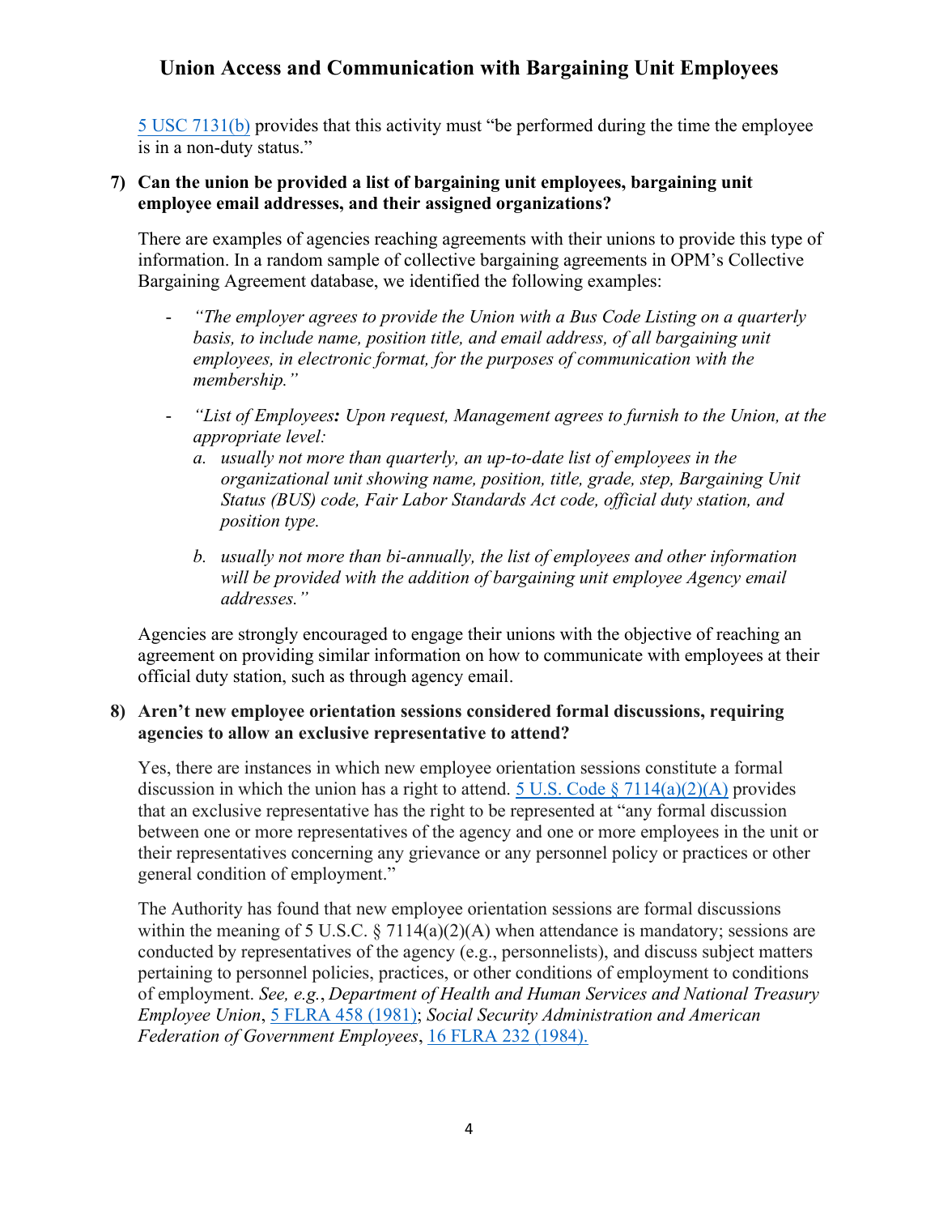5 USC 7131(b) provides that this activity must "be performed during the time the employee is in a non-duty status."

**7) Can the union be provided a list of bargaining unit employees, bargaining unit employee email addresses, and their assigned organizations?**

There are examples of agencies reaching agreements with their unions to provide this type of information. In a random sample of collective bargaining agreements in OPM's Collective Bargaining Agreement database, we identified the following examples:

- *"The employer agrees to provide the Union with a Bus Code Listing on a quarterly basis, to include name, position title, and email address, of all bargaining unit employees, in electronic format, for the purposes of communication with the membership."*

- *"List of Employees**:** Upon request, Management agrees to furnish to the Union, at the appropriate level:*
  *a. usually not more than quarterly, an up-to-date list of employees in the organizational unit showing name, position, title, grade, step, Bargaining Unit Status (BUS) code, Fair Labor Standards Act code, official duty station, and position type.*

  *b. usually not more than bi-annually, the list of employees and other information will be provided with the addition of bargaining unit employee Agency email addresses."*

Agencies are strongly encouraged to engage their unions with the objective of reaching an agreement on providing similar information on how to communicate with employees at their official duty station, such as through agency email.

**8) Aren't new employee orientation sessions considered formal discussions, requiring agencies to allow an exclusive representative to attend?**

Yes, there are instances in which new employee orientation sessions constitute a formal discussion in which the union has a right to attend. 5 U.S. Code § 7114(a)(2)(A) provides that an exclusive representative has the right to be represented at "any formal discussion between one or more representatives of the agency and one or more employees in the unit or their representatives concerning any grievance or any personnel policy or practices or other general condition of employment."

The Authority has found that new employee orientation sessions are formal discussions within the meaning of 5 U.S.C. § 7114(a)(2)(A) when attendance is mandatory; sessions are conducted by representatives of the agency (e.g., personnelists), and discuss subject matters pertaining to personnel policies, practices, or other conditions of employment to conditions of employment. *See, e.g.*, *Department of Health and Human Services and National Treasury Employee Union*, 5 FLRA 458 (1981); *Social Security Administration and American Federation of Government Employees*, 16 FLRA 232 (1984).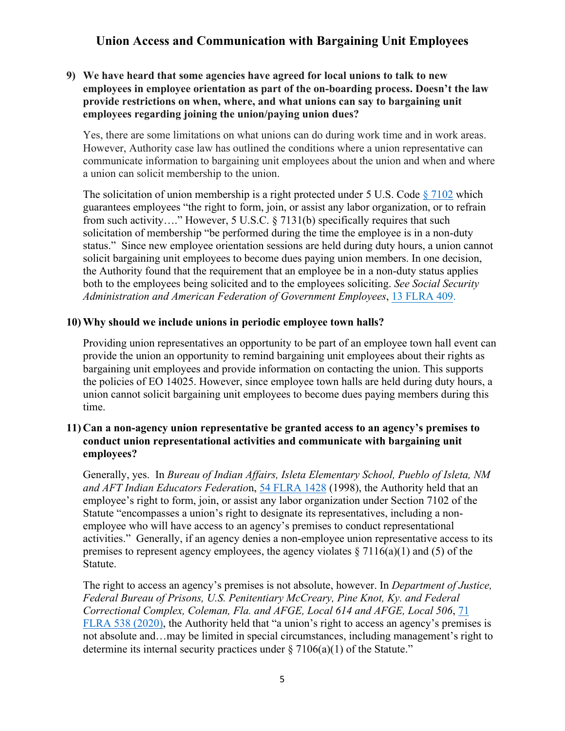## Union Access and Communication with Bargaining Unit Employees

**9) We have heard that some agencies have agreed for local unions to talk to new employees in employee orientation as part of the on-boarding process. Doesn't the law provide restrictions on when, where, and what unions can say to bargaining unit employees regarding joining the union/paying union dues?**

Yes, there are some limitations on what unions can do during work time and in work areas. However, Authority case law has outlined the conditions where a union representative can communicate information to bargaining unit employees about the union and when and where a union can solicit membership to the union.

The solicitation of union membership is a right protected under 5 U.S. Code § 7102 which guarantees employees "the right to form, join, or assist any labor organization, or to refrain from such activity…." However, 5 U.S.C. § 7131(b) specifically requires that such solicitation of membership "be performed during the time the employee is in a non-duty status." Since new employee orientation sessions are held during duty hours, a union cannot solicit bargaining unit employees to become dues paying union members. In one decision, the Authority found that the requirement that an employee be in a non-duty status applies both to the employees being solicited and to the employees soliciting. *See Social Security Administration and American Federation of Government Employees*, 13 FLRA 409.

**10) Why should we include unions in periodic employee town halls?**

Providing union representatives an opportunity to be part of an employee town hall event can provide the union an opportunity to remind bargaining unit employees about their rights as bargaining unit employees and provide information on contacting the union. This supports the policies of EO 14025. However, since employee town halls are held during duty hours, a union cannot solicit bargaining unit employees to become dues paying members during this time.

**11) Can a non-agency union representative be granted access to an agency's premises to conduct union representational activities and communicate with bargaining unit employees?**

Generally, yes. In *Bureau of Indian Affairs, Isleta Elementary School, Pueblo of Isleta, NM and AFT Indian Educators Federation*, 54 FLRA 1428 (1998), the Authority held that an employee's right to form, join, or assist any labor organization under Section 7102 of the Statute "encompasses a union's right to designate its representatives, including a non-employee who will have access to an agency's premises to conduct representational activities." Generally, if an agency denies a non-employee union representative access to its premises to represent agency employees, the agency violates § 7116(a)(1) and (5) of the Statute.

The right to access an agency's premises is not absolute, however. In *Department of Justice, Federal Bureau of Prisons, U.S. Penitentiary McCreary, Pine Knot, Ky. and Federal Correctional Complex, Coleman, Fla. and AFGE, Local 614 and AFGE, Local 506*, 71 FLRA 538 (2020), the Authority held that "a union's right to access an agency's premises is not absolute and…may be limited in special circumstances, including management's right to determine its internal security practices under § 7106(a)(1) of the Statute."